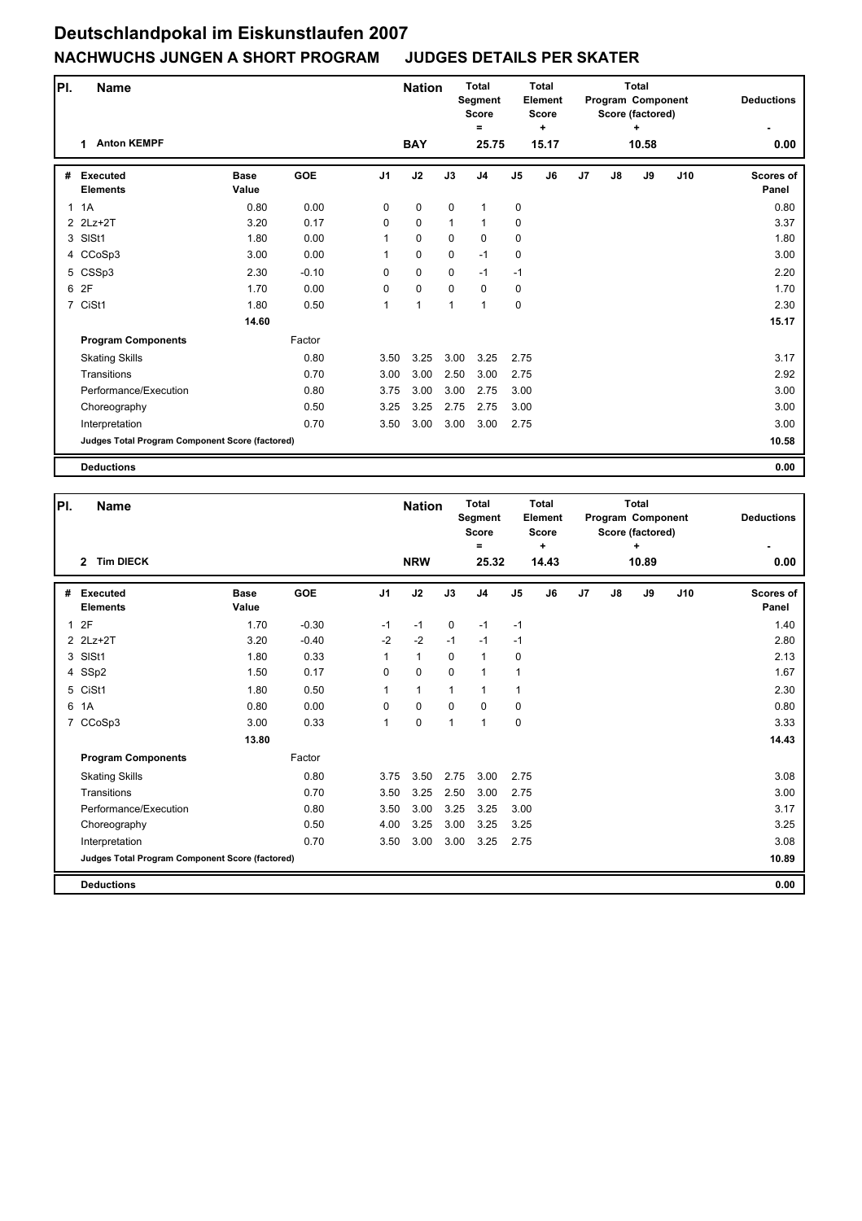# Deutschlandpokal im Eiskunstlaufen 2007

## NACHWUCHS JUNGEN A SHORT PROGRAM JUDGES DETAILS PER SKATER

| Pl. | Name | Nation | Total Segment Score = | Total Element Score + | Total Program Component Score (factored) + | Deductions - |
|---|---|---|---|---|---|---|
| 1 | Anton KEMPF | BAY | 25.75 | 15.17 | 10.58 | 0.00 |

| # | Executed Elements | Base Value | GOE | J1 | J2 | J3 | J4 | J5 | J6 | J7 | J8 | J9 | J10 | Scores of Panel |
|---|---|---|---|---|---|---|---|---|---|---|---|---|---|---|
| 1 | 1A | 0.80 | 0.00 | 0 | 0 | 0 | 1 | 0 | | | | | | 0.80 |
| 2 | 2Lz+2T | 3.20 | 0.17 | 0 | 0 | 1 | 1 | 0 | | | | | | 3.37 |
| 3 | SlSt1 | 1.80 | 0.00 | 1 | 0 | 0 | 0 | 0 | | | | | | 1.80 |
| 4 | CCoSp3 | 3.00 | 0.00 | 1 | 0 | 0 | -1 | 0 | | | | | | 3.00 |
| 5 | CSSp3 | 2.30 | -0.10 | 0 | 0 | 0 | -1 | -1 | | | | | | 2.20 |
| 6 | 2F | 1.70 | 0.00 | 0 | 0 | 0 | 0 | 0 | | | | | | 1.70 |
| 7 | CiSt1 | 1.80 | 0.50 | 1 | 1 | 1 | 1 | 0 | | | | | | 2.30 |
| | | 14.60 | | | | | | | | | | | | 15.17 |
| | **Program Components** | | Factor | | | | | | | | | | | |
| | Skating Skills | | 0.80 | 3.50 | 3.25 | 3.00 | 3.25 | 2.75 | | | | | | 3.17 |
| | Transitions | | 0.70 | 3.00 | 3.00 | 2.50 | 3.00 | 2.75 | | | | | | 2.92 |
| | Performance/Execution | | 0.80 | 3.75 | 3.00 | 3.00 | 2.75 | 3.00 | | | | | | 3.00 |
| | Choreography | | 0.50 | 3.25 | 3.25 | 2.75 | 2.75 | 3.00 | | | | | | 3.00 |
| | Interpretation | | 0.70 | 3.50 | 3.00 | 3.00 | 3.00 | 2.75 | | | | | | 3.00 |
| | **Judges Total Program Component Score (factored)** | | | | | | | | | | | | | 10.58 |
| | **Deductions** | | | | | | | | | | | | | 0.00 |

| Pl. | Name | Nation | Total Segment Score = | Total Element Score + | Total Program Component Score (factored) + | Deductions - |
|---|---|---|---|---|---|---|
| 2 | Tim DIECK | NRW | 25.32 | 14.43 | 10.89 | 0.00 |

| # | Executed Elements | Base Value | GOE | J1 | J2 | J3 | J4 | J5 | J6 | J7 | J8 | J9 | J10 | Scores of Panel |
|---|---|---|---|---|---|---|---|---|---|---|---|---|---|---|
| 1 | 2F | 1.70 | -0.30 | -1 | -1 | 0 | -1 | -1 | | | | | | 1.40 |
| 2 | 2Lz+2T | 3.20 | -0.40 | -2 | -2 | -1 | -1 | -1 | | | | | | 2.80 |
| 3 | SlSt1 | 1.80 | 0.33 | 1 | 1 | 0 | 1 | 0 | | | | | | 2.13 |
| 4 | SSp2 | 1.50 | 0.17 | 0 | 0 | 0 | 1 | 1 | | | | | | 1.67 |
| 5 | CiSt1 | 1.80 | 0.50 | 1 | 1 | 1 | 1 | 1 | | | | | | 2.30 |
| 6 | 1A | 0.80 | 0.00 | 0 | 0 | 0 | 0 | 0 | | | | | | 0.80 |
| 7 | CCoSp3 | 3.00 | 0.33 | 1 | 0 | 1 | 1 | 0 | | | | | | 3.33 |
| | | 13.80 | | | | | | | | | | | | 14.43 |
| | **Program Components** | | Factor | | | | | | | | | | | |
| | Skating Skills | | 0.80 | 3.75 | 3.50 | 2.75 | 3.00 | 2.75 | | | | | | 3.08 |
| | Transitions | | 0.70 | 3.50 | 3.25 | 2.50 | 3.00 | 2.75 | | | | | | 3.00 |
| | Performance/Execution | | 0.80 | 3.50 | 3.00 | 3.25 | 3.25 | 3.00 | | | | | | 3.17 |
| | Choreography | | 0.50 | 4.00 | 3.25 | 3.00 | 3.25 | 3.25 | | | | | | 3.25 |
| | Interpretation | | 0.70 | 3.50 | 3.00 | 3.00 | 3.25 | 2.75 | | | | | | 3.08 |
| | **Judges Total Program Component Score (factored)** | | | | | | | | | | | | | 10.89 |
| | **Deductions** | | | | | | | | | | | | | 0.00 |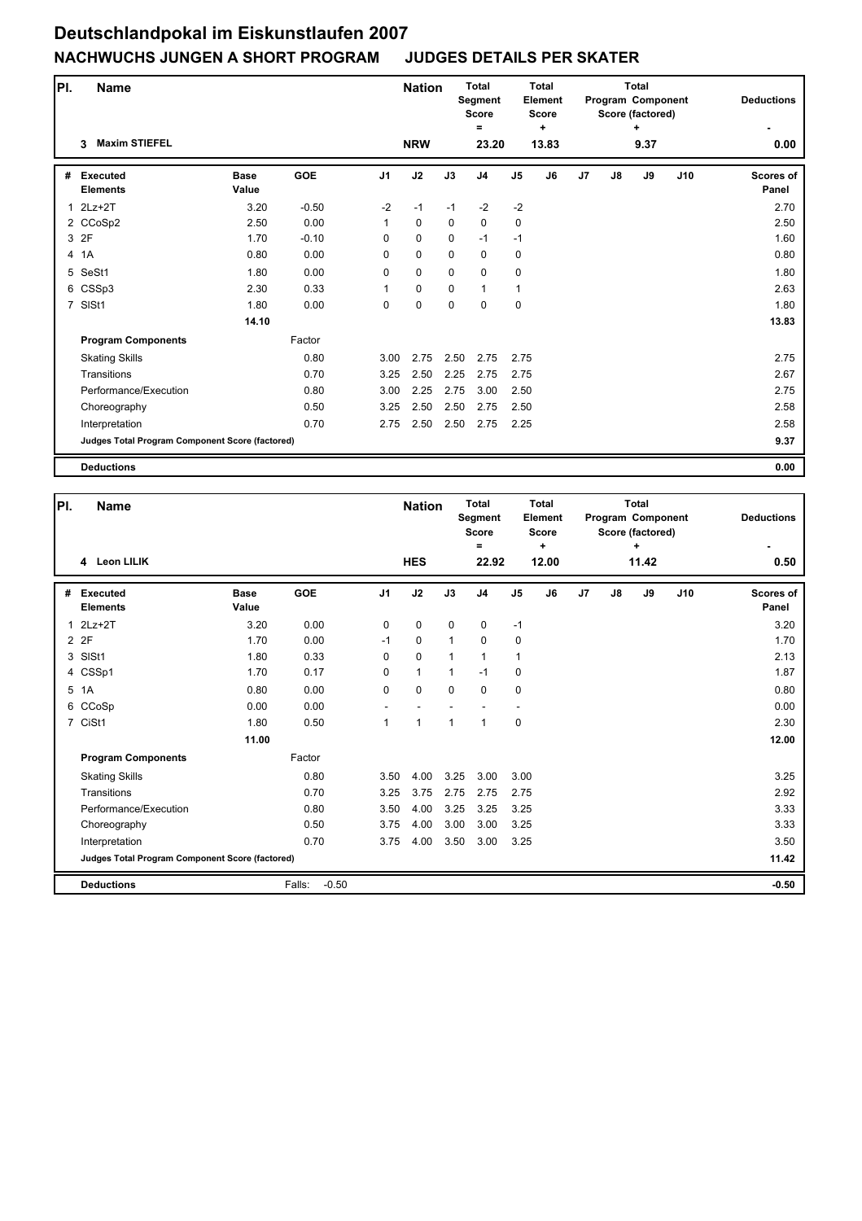# Deutschlandpokal im Eiskunstlaufen 2007

## NACHWUCHS JUNGEN A SHORT PROGRAM JUDGES DETAILS PER SKATER

| Pl. | Name | Nation | Total Segment Score = | Total Element Score + | Total Program Component Score (factored) + | Deductions - |
|---|---|---|---|---|---|---|
| 3 | Maxim STIEFEL | NRW | 23.20 | 13.83 | 9.37 | 0.00 |

| # | Executed Elements | Base Value | GOE | J1 | J2 | J3 | J4 | J5 | J6 | J7 | J8 | J9 | J10 | Scores of Panel |
|---|---|---|---|---|---|---|---|---|---|---|---|---|---|---|
| 1 | 2Lz+2T | 3.20 | -0.50 | -2 | -1 | -1 | -2 | -2 | | | | | | 2.70 |
| 2 | CCoSp2 | 2.50 | 0.00 | 1 | 0 | 0 | 0 | 0 | | | | | | 2.50 |
| 3 | 2F | 1.70 | -0.10 | 0 | 0 | 0 | -1 | -1 | | | | | | 1.60 |
| 4 | 1A | 0.80 | 0.00 | 0 | 0 | 0 | 0 | 0 | | | | | | 0.80 |
| 5 | SeSt1 | 1.80 | 0.00 | 0 | 0 | 0 | 0 | 0 | | | | | | 1.80 |
| 6 | CSSp3 | 2.30 | 0.33 | 1 | 0 | 0 | 1 | 1 | | | | | | 2.63 |
| 7 | SlSt1 | 1.80 | 0.00 | 0 | 0 | 0 | 0 | 0 | | | | | | 1.80 |
| | | 14.10 | | | | | | | | | | | | 13.83 |
| | **Program Components** | | Factor | | | | | | | | | | | |
| | Skating Skills | | 0.80 | 3.00 | 2.75 | 2.50 | 2.75 | 2.75 | | | | | | 2.75 |
| | Transitions | | 0.70 | 3.25 | 2.50 | 2.25 | 2.75 | 2.75 | | | | | | 2.67 |
| | Performance/Execution | | 0.80 | 3.00 | 2.25 | 2.75 | 3.00 | 2.50 | | | | | | 2.75 |
| | Choreography | | 0.50 | 3.25 | 2.50 | 2.50 | 2.75 | 2.50 | | | | | | 2.58 |
| | Interpretation | | 0.70 | 2.75 | 2.50 | 2.50 | 2.75 | 2.25 | | | | | | 2.58 |
| | **Judges Total Program Component Score (factored)** | | | | | | | | | | | | | 9.37 |
| | **Deductions** | | | | | | | | | | | | | 0.00 |

| Pl. | Name | Nation | Total Segment Score = | Total Element Score + | Total Program Component Score (factored) + | Deductions - |
|---|---|---|---|---|---|---|
| 4 | Leon LILIK | HES | 22.92 | 12.00 | 11.42 | 0.50 |

| # | Executed Elements | Base Value | GOE | J1 | J2 | J3 | J4 | J5 | J6 | J7 | J8 | J9 | J10 | Scores of Panel |
|---|---|---|---|---|---|---|---|---|---|---|---|---|---|---|
| 1 | 2Lz+2T | 3.20 | 0.00 | 0 | 0 | 0 | 0 | -1 | | | | | | 3.20 |
| 2 | 2F | 1.70 | 0.00 | -1 | 0 | 1 | 0 | 0 | | | | | | 1.70 |
| 3 | SlSt1 | 1.80 | 0.33 | 0 | 0 | 1 | 1 | 1 | | | | | | 2.13 |
| 4 | CSSp1 | 1.70 | 0.17 | 0 | 1 | 1 | -1 | 0 | | | | | | 1.87 |
| 5 | 1A | 0.80 | 0.00 | 0 | 0 | 0 | 0 | 0 | | | | | | 0.80 |
| 6 | CCoSp | 0.00 | 0.00 | - | - | - | - | - | | | | | | 0.00 |
| 7 | CiSt1 | 1.80 | 0.50 | 1 | 1 | 1 | 1 | 0 | | | | | | 2.30 |
| | | 11.00 | | | | | | | | | | | | 12.00 |
| | **Program Components** | | Factor | | | | | | | | | | | |
| | Skating Skills | | 0.80 | 3.50 | 4.00 | 3.25 | 3.00 | 3.00 | | | | | | 3.25 |
| | Transitions | | 0.70 | 3.25 | 3.75 | 2.75 | 2.75 | 2.75 | | | | | | 2.92 |
| | Performance/Execution | | 0.80 | 3.50 | 4.00 | 3.25 | 3.25 | 3.25 | | | | | | 3.33 |
| | Choreography | | 0.50 | 3.75 | 4.00 | 3.00 | 3.00 | 3.25 | | | | | | 3.33 |
| | Interpretation | | 0.70 | 3.75 | 4.00 | 3.50 | 3.00 | 3.25 | | | | | | 3.50 |
| | **Judges Total Program Component Score (factored)** | | | | | | | | | | | | | 11.42 |
| | **Deductions** | | Falls: -0.50 | | | | | | | | | | | -0.50 |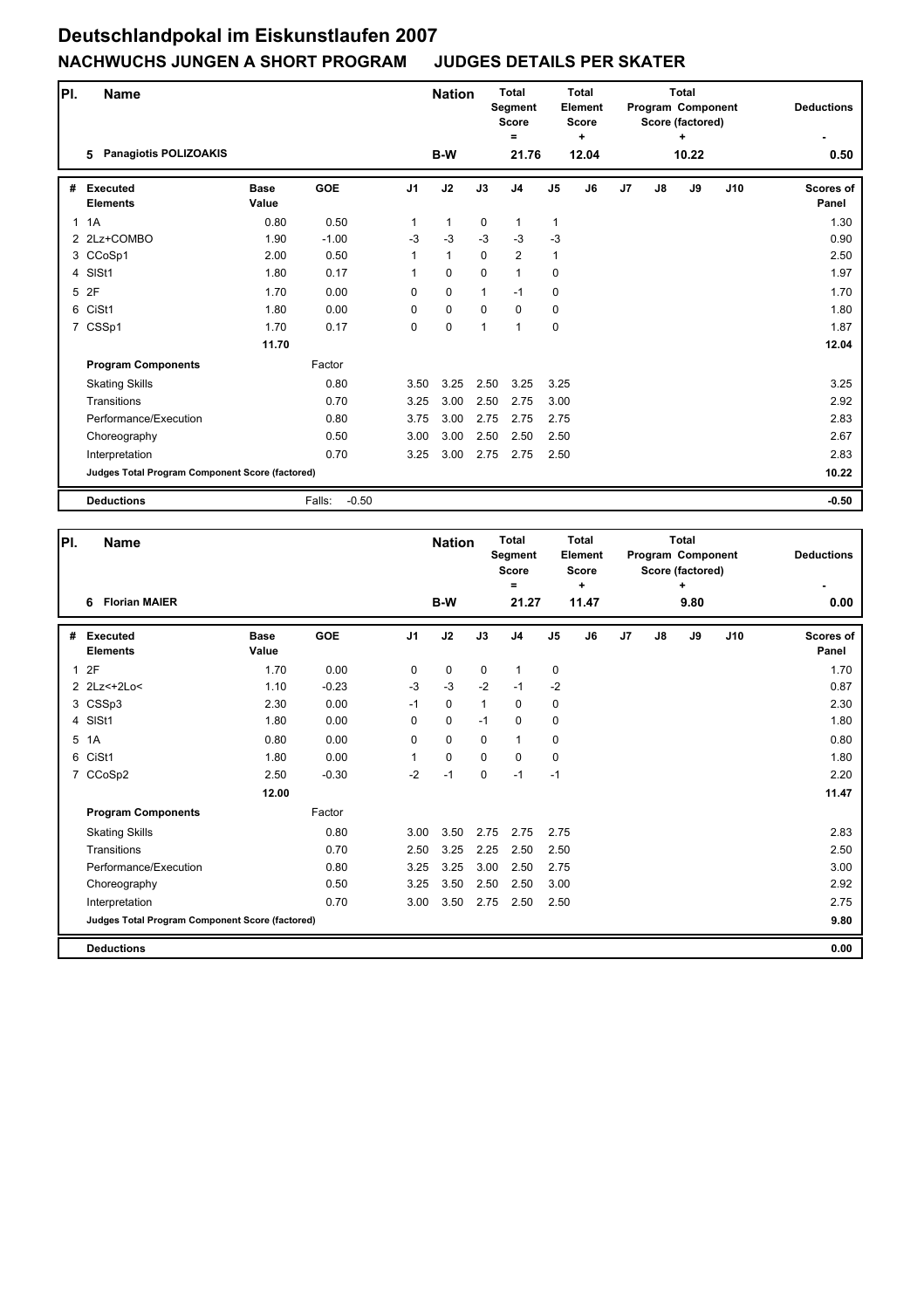# Deutschlandpokal im Eiskunstlaufen 2007

## NACHWUCHS JUNGEN A SHORT PROGRAM JUDGES DETAILS PER SKATER

| Pl. | Name | Nation | Total Segment Score = | Total Element Score + | Total Program Component Score (factored) + | Deductions - |
|---|---|---|---|---|---|---|
| 5 | Panagiotis POLIZOAKIS | B-W | 21.76 | 12.04 | 10.22 | 0.50 |

| # | Executed Elements | Base Value | GOE | J1 | J2 | J3 | J4 | J5 | J6 | J7 | J8 | J9 | J10 | Scores of Panel |
|---|---|---|---|---|---|---|---|---|---|---|---|---|---|---|
| 1 | 1A | 0.80 | 0.50 | 1 | 1 | 0 | 1 | 1 | | | | | | 1.30 |
| 2 | 2Lz+COMBO | 1.90 | -1.00 | -3 | -3 | -3 | -3 | -3 | | | | | | 0.90 |
| 3 | CCoSp1 | 2.00 | 0.50 | 1 | 1 | 0 | 2 | 1 | | | | | | 2.50 |
| 4 | SlSt1 | 1.80 | 0.17 | 1 | 0 | 0 | 1 | 0 | | | | | | 1.97 |
| 5 | 2F | 1.70 | 0.00 | 0 | 0 | 1 | -1 | 0 | | | | | | 1.70 |
| 6 | CiSt1 | 1.80 | 0.00 | 0 | 0 | 0 | 0 | 0 | | | | | | 1.80 |
| 7 | CSSp1 | 1.70 | 0.17 | 0 | 0 | 1 | 1 | 0 | | | | | | 1.87 |
| | | 11.70 | | | | | | | | | | | | 12.04 |
| | **Program Components** | | Factor | | | | | | | | | | | |
| | Skating Skills | | 0.80 | 3.50 | 3.25 | 2.50 | 3.25 | 3.25 | | | | | | 3.25 |
| | Transitions | | 0.70 | 3.25 | 3.00 | 2.50 | 2.75 | 3.00 | | | | | | 2.92 |
| | Performance/Execution | | 0.80 | 3.75 | 3.00 | 2.75 | 2.75 | 2.75 | | | | | | 2.83 |
| | Choreography | | 0.50 | 3.00 | 3.00 | 2.50 | 2.50 | 2.50 | | | | | | 2.67 |
| | Interpretation | | 0.70 | 3.25 | 3.00 | 2.75 | 2.75 | 2.50 | | | | | | 2.83 |
| | Judges Total Program Component Score (factored) | | | | | | | | | | | | | 10.22 |
| | **Deductions** | | Falls: -0.50 | | | | | | | | | | | -0.50 |

| Pl. | Name | Nation | Total Segment Score = | Total Element Score + | Total Program Component Score (factored) + | Deductions - |
|---|---|---|---|---|---|---|
| 6 | Florian MAIER | B-W | 21.27 | 11.47 | 9.80 | 0.00 |

| # | Executed Elements | Base Value | GOE | J1 | J2 | J3 | J4 | J5 | J6 | J7 | J8 | J9 | J10 | Scores of Panel |
|---|---|---|---|---|---|---|---|---|---|---|---|---|---|---|
| 1 | 2F | 1.70 | 0.00 | 0 | 0 | 0 | 1 | 0 | | | | | | 1.70 |
| 2 | 2Lz<+2Lo< | 1.10 | -0.23 | -3 | -3 | -2 | -1 | -2 | | | | | | 0.87 |
| 3 | CSSp3 | 2.30 | 0.00 | -1 | 0 | 1 | 0 | 0 | | | | | | 2.30 |
| 4 | SlSt1 | 1.80 | 0.00 | 0 | 0 | -1 | 0 | 0 | | | | | | 1.80 |
| 5 | 1A | 0.80 | 0.00 | 0 | 0 | 0 | 1 | 0 | | | | | | 0.80 |
| 6 | CiSt1 | 1.80 | 0.00 | 1 | 0 | 0 | 0 | 0 | | | | | | 1.80 |
| 7 | CCoSp2 | 2.50 | -0.30 | -2 | -1 | 0 | -1 | -1 | | | | | | 2.20 |
| | | 12.00 | | | | | | | | | | | | 11.47 |
| | **Program Components** | | Factor | | | | | | | | | | | |
| | Skating Skills | | 0.80 | 3.00 | 3.50 | 2.75 | 2.75 | 2.75 | | | | | | 2.83 |
| | Transitions | | 0.70 | 2.50 | 3.25 | 2.25 | 2.50 | 2.50 | | | | | | 2.50 |
| | Performance/Execution | | 0.80 | 3.25 | 3.25 | 3.00 | 2.50 | 2.75 | | | | | | 3.00 |
| | Choreography | | 0.50 | 3.25 | 3.50 | 2.50 | 2.50 | 3.00 | | | | | | 2.92 |
| | Interpretation | | 0.70 | 3.00 | 3.50 | 2.75 | 2.50 | 2.50 | | | | | | 2.75 |
| | Judges Total Program Component Score (factored) | | | | | | | | | | | | | 9.80 |
| | **Deductions** | | | | | | | | | | | | | 0.00 |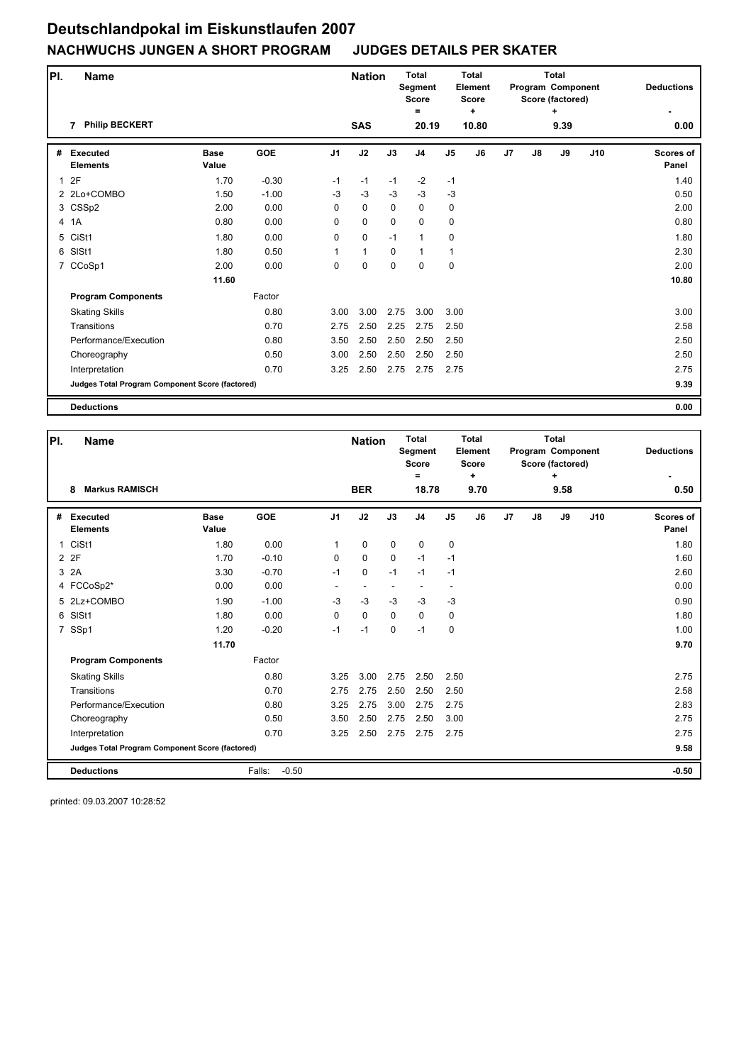# Deutschlandpokal im Eiskunstlaufen 2007

## NACHWUCHS JUNGEN A SHORT PROGRAM JUDGES DETAILS PER SKATER

| Pl. | Name | Nation | Total Segment Score = | Total Element Score + | Total Program Component Score (factored) + | Deductions - |
|---|---|---|---|---|---|---|
| 7 | Philip BECKERT | SAS | 20.19 | 10.80 | 9.39 | 0.00 |

| # | Executed Elements | Base Value | GOE | J1 | J2 | J3 | J4 | J5 | J6 | J7 | J8 | J9 | J10 | Scores of Panel |
|---|---|---|---|---|---|---|---|---|---|---|---|---|---|---|
| 1 | 2F | 1.70 | -0.30 | -1 | -1 | -1 | -2 | -1 | | | | | | 1.40 |
| 2 | 2Lo+COMBO | 1.50 | -1.00 | -3 | -3 | -3 | -3 | -3 | | | | | | 0.50 |
| 3 | CSSp2 | 2.00 | 0.00 | 0 | 0 | 0 | 0 | 0 | | | | | | 2.00 |
| 4 | 1A | 0.80 | 0.00 | 0 | 0 | 0 | 0 | 0 | | | | | | 0.80 |
| 5 | CiSt1 | 1.80 | 0.00 | 0 | 0 | -1 | 1 | 0 | | | | | | 1.80 |
| 6 | SlSt1 | 1.80 | 0.50 | 1 | 1 | 0 | 1 | 1 | | | | | | 2.30 |
| 7 | CCoSp1 | 2.00 | 0.00 | 0 | 0 | 0 | 0 | 0 | | | | | | 2.00 |
| | | 11.60 | | | | | | | | | | | | 10.80 |
| | **Program Components** | | Factor | | | | | | | | | | | |
| | Skating Skills | | 0.80 | 3.00 | 3.00 | 2.75 | 3.00 | 3.00 | | | | | | 3.00 |
| | Transitions | | 0.70 | 2.75 | 2.50 | 2.25 | 2.75 | 2.50 | | | | | | 2.58 |
| | Performance/Execution | | 0.80 | 3.50 | 2.50 | 2.50 | 2.50 | 2.50 | | | | | | 2.50 |
| | Choreography | | 0.50 | 3.00 | 2.50 | 2.50 | 2.50 | 2.50 | | | | | | 2.50 |
| | Interpretation | | 0.70 | 3.25 | 2.50 | 2.75 | 2.75 | 2.75 | | | | | | 2.75 |
| | Judges Total Program Component Score (factored) | | | | | | | | | | | | | 9.39 |
| | **Deductions** | | | | | | | | | | | | | 0.00 |

| Pl. | Name | Nation | Total Segment Score = | Total Element Score + | Total Program Component Score (factored) + | Deductions - |
|---|---|---|---|---|---|---|
| 8 | Markus RAMISCH | BER | 18.78 | 9.70 | 9.58 | 0.50 |

| # | Executed Elements | Base Value | GOE | J1 | J2 | J3 | J4 | J5 | J6 | J7 | J8 | J9 | J10 | Scores of Panel |
|---|---|---|---|---|---|---|---|---|---|---|---|---|---|---|
| 1 | CiSt1 | 1.80 | 0.00 | 1 | 0 | 0 | 0 | 0 | | | | | | 1.80 |
| 2 | 2F | 1.70 | -0.10 | 0 | 0 | 0 | -1 | -1 | | | | | | 1.60 |
| 3 | 2A | 3.30 | -0.70 | -1 | 0 | -1 | -1 | -1 | | | | | | 2.60 |
| 4 | FCCoSp2* | 0.00 | 0.00 | - | - | - | - | - | | | | | | 0.00 |
| 5 | 2Lz+COMBO | 1.90 | -1.00 | -3 | -3 | -3 | -3 | -3 | | | | | | 0.90 |
| 6 | SlSt1 | 1.80 | 0.00 | 0 | 0 | 0 | 0 | 0 | | | | | | 1.80 |
| 7 | SSp1 | 1.20 | -0.20 | -1 | -1 | 0 | -1 | 0 | | | | | | 1.00 |
| | | 11.70 | | | | | | | | | | | | 9.70 |
| | **Program Components** | | Factor | | | | | | | | | | | |
| | Skating Skills | | 0.80 | 3.25 | 3.00 | 2.75 | 2.50 | 2.50 | | | | | | 2.75 |
| | Transitions | | 0.70 | 2.75 | 2.75 | 2.50 | 2.50 | 2.50 | | | | | | 2.58 |
| | Performance/Execution | | 0.80 | 3.25 | 2.75 | 3.00 | 2.75 | 2.75 | | | | | | 2.83 |
| | Choreography | | 0.50 | 3.50 | 2.50 | 2.75 | 2.50 | 3.00 | | | | | | 2.75 |
| | Interpretation | | 0.70 | 3.25 | 2.50 | 2.75 | 2.75 | 2.75 | | | | | | 2.75 |
| | Judges Total Program Component Score (factored) | | | | | | | | | | | | | 9.58 |
| | **Deductions** | | Falls: -0.50 | | | | | | | | | | | -0.50 |

printed: 09.03.2007 10:28:52